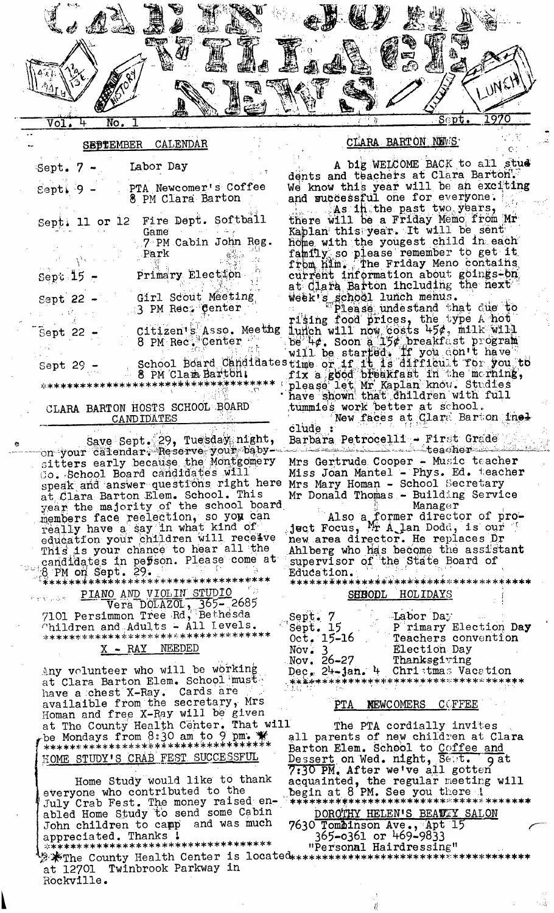# CABIN JOHN VILLAGE NEWS

Vol. 4 No. 1 — Sept. 1970

## SEPTEMBER CALENDAR

| | |
|---|---|
| Sept. 7 - | Labor Day |
| Sept. 9 - | PTA Newcomer's Coffee 8 PM Clara Barton |
| Sept. 11 or 12 | Fire Dept. Softball Game 7 PM Cabin John Reg. Park |
| Sept 15 - | Primary Election |
| Sept 22 - | Girl Scout Meeting 3 PM Rec. Center |
| Sept 22 - | Citizen's Asso. Meeting 8 PM Rec. Center |
| Sept 29 - | School Board Candidates 8 PM Clara Barton |

***********************************

## CLARA BARTON HOSTS SCHOOL BOARD CANDIDATES

Save Sept. 29, Tuesday night, on your calendar. Reserve your baby-sitters early because the Montgomery Co. School Board candidates will speak and answer questions right here at Clara Barton Elem. School. This year the majority of the school board members face reelection, so you can really have a say in what kind of education your children will receive. This is your chance to hear all the candidates in person. Please come at 8 PM on Sept. 29.

***********************************

## PIANO AND VIOLIN STUDIO

Vera DOLAZOL, 365-2685
7101 Persimmon Tree Rd, Bethesda
Children and Adults - All Levels.

***********************************

## X - RAY NEEDED

Any volunteer who will be working at Clara Barton Elem. School must have a chest X-Ray. Cards are availaible from the secretary, Mrs Homan and free X-Ray will be given at The County Health Center. That will be Mondays from 8:30 am to 9 pm. *

***********************************

## HOME STUDY'S CRAB FEST SUCCESSFUL

Home Study would like to thank everyone who contributed to the July Crab Fest. The money raised enabled Home Study to send some Cabin John children to camp and was much appreciated. Thanks !

***********************************

*The County Health Center is located at 12701 Twinbrook Parkway in Rockville.

## CLARA BARTON NEWS

A big WELCOME BACK to all students and teachers at Clara Barton. We know this year will be an exciting and successful one for everyone.

As in the past two years, there will be a Friday Memo from Mr Kaplan this year. It will be sent home with the yougest child in each family so please remember to get it from him. The Friday Meno contains current information about goings-on at Clara Barton including the next week's school lunch menus.

Please undestand that due to rising food prices, the type A hot lunch will now costs 45¢, milk will be 4¢. Soon a 15¢ breakfast program will be started. If you don't have time or if it is difficult for you to fix a good breakfast in the morning, please let Mr Kaplan know. Studies have shown that children with full tummies work better at school.

New faces at Clara Barton include :

Barbara Petrocelli - First Grade teacher
Mrs Gertrude Cooper - Music teacher
Miss Joan Mantel - Phys. Ed. teacher
Mrs Mary Homan - School Secretary
Mr Donald Thomas - Building Service Manager

Also a former director of project Focus, Mr Allan Dodd, is our new area director. He replaces Dr Ahlberg who has become the assistant supervisor of the State Board of Education.

***********************************

## SCHOOL HOLIDAYS

| | |
|---|---|
| Sept. 7 | Labor Day |
| Sept. 15 | Primary Election Day |
| Oct. 15-16 | Teachers convention |
| Nov. 3 | Election Day |
| Nov. 26-27 | Thanksgiving |
| Dec. 24-Jan. 4 | Christmas Vacation |

***********************************

## PTA NEWCOMERS COFFEE

The PTA cordially invites all parents of new children at Clara Barton Elem. School to Coffee and Dessert on Wed. night, Sept. 9 at 7:30 PM. After we've all gotten acquainted, the regular meeting will begin at 8 PM. See you there !

***********************************

## DOROTHY HELEN'S BEAUTY SALON

7630 Tomlinson Ave., Apt 15
365-0361 or 469-9833
"Personal Hairdressing"

***********************************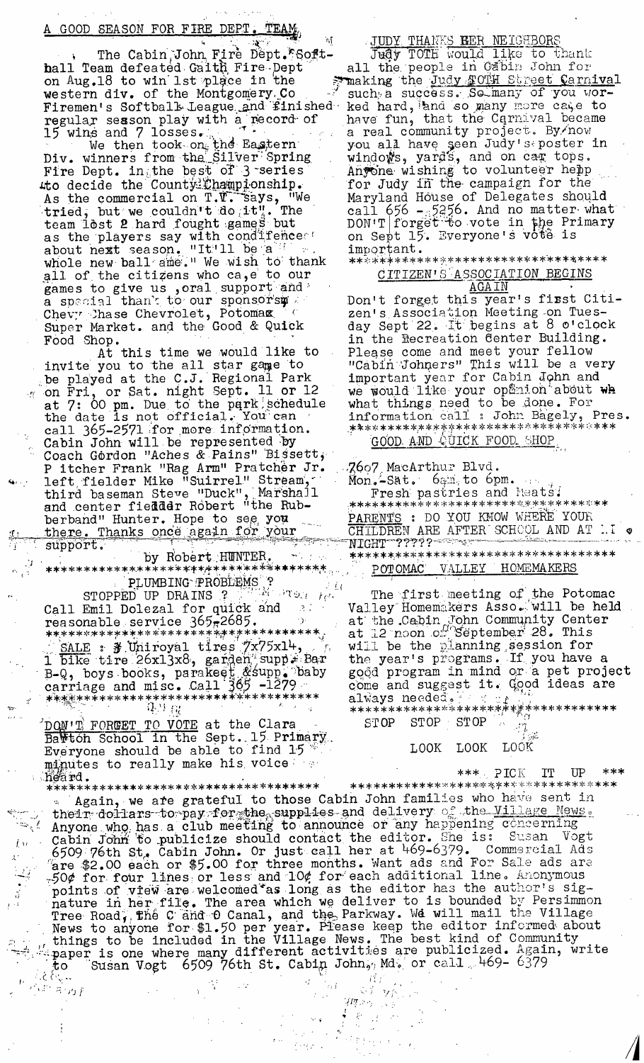## A GOOD SEASON FOR FIRE DEPT. TEAM

The Cabin John Fire Dept. Softball Team defeated Gaith Fire Dept on Aug.18 to win 1st place in the western div. of the Montgomery Co Firemen's Softball League and finished regular season play with a record of 15 wins and 7 losses.

We then took on the Eastern Div. winners from the Silver Spring Fire Dept. in the best of 3 series to decide the County Championship. As the commercial on T.V. says, "We tried, but we couldn't do it". The team lost 2 hard fought games but as the players say with condifence about next season. "It'll be a whole new ball game." We wish to thank all of the citizens who ca,e to our games to give us ,oral support and a special thank to our sponsors Chevy Chase Chevrolet, Potomac Super Market. and the Good & Quick Food Shop.

At this time we would like to invite you to the all star game to be played at the C.J. Regional Park on Fri, or Sat. night Sept. 11 or 12 at 7: 00 pm. Due to the park schedule the date is not official. You can call 365-2571 for more information. Cabin John will be represented by Coach Gordon "Aches & Pains" Bissett, P itcher Frank "Rag Arm" Pratcher Jr. left fielder Mike "Suirrel" Stream, third baseman Steve "Duck", Marshall and center fielder Robert "the Rubberband" Hunter. Hope to see you there. Thanks once again for your support.

by Robert HUNTER.

************************************

## PLUMBING PROBLEMS ?

STOPPED UP DRAINS ? Call Emil Dolezal for quick and reasonable service 365-2685.

************************************

SALE : 4 Uniroyal tires 7x75x14, 1 bike tire 26x13x8, garden supp. Bar B-Q, boys books, parakeet &supp. baby carriage and misc. Call 365 -1279

************************************

DON'T FORGET TO VOTE at the Clara Barton School in the Sept. 15 Primary. Everyone should be able to find 15 minutes to really make his voice heard.

************************************

## JUDY THANKS HER NEIGHBORS

Judy TOTH would like to thank all the people in Cabin John for making the Judy TOTH Street Carnival such a success. So many of you worked hard, and so many more came to have fun, that the Carnival became a real community project. By now you all have seen Judy's poster in windows, yards, and on car tops. Anyone wishing to volunteer help for Judy in the campaign for the Maryland House of Delegates should call 656 - 5256. And no matter what DON'T forget to vote in the Primary on Sept 15. Everyone's vote is important.

************************************

## CITIZEN'S ASSOCIATION BEGINS AGAIN

Don't forget this year's first Citizen's Association Meeting on Tuesday Sept 22. It begins at 8 o'clock in the Recreation Center Building. Please come and meet your fellow "Cabin Johners" This will be a very important year for Cabin John and we would like your opinion about wh what things need to be done. For information call : John Bagely, Pres.

************************************

## GOOD AND QUICK FOOD SHOP

7607 MacArthur Blvd.
Mon.-Sat. 6am to 6pm.
Fresh pastries and Meats.

************************************

PARENTS : DO YOU KNOW WHERE YOUR CHILDREN ARE AFTER SCHOOL AND AT NIGHT ?????

************************************

## POTOMAC VALLEY HOMEMAKERS

The first meeting of the Potomac Valley Homemakers Asso. will be held at the Cabin John Community Center at 12 noon on September 28. This will be the planning session for the year's programs. If you have a good program in mind or a pet project come and suggest it. Good ideas are always needed.

************************************

STOP STOP STOP

LOOK LOOK LOOK

*** PICK IT UP ***

************************************

Again, we are grateful to those Cabin John families who have sent in their dollars to pay for the supplies and delivery of the Village News. Anyone who has a club meeting to announce or any happening concerning Cabin John to publicize should contact the editor. She is: Susan Vogt 6509 76th St, Cabin John. Or just call her at 469-6379. Commercial Ads are $2.00 each or $5.00 for three months. Want ads and For Sale ads are 50¢ for four lines or less and 10¢ for each additional line. Anonymous points of view are welcomed as long as the editor has the author's signature in her file. The area which we deliver to is bounded by Persimmon Tree Road, the C and O Canal, and the Parkway. We will mail the Village News to anyone for $1.50 per year. Please keep the editor informed about things to be included in the Village News. The best kind of Community paper is one where many different activities are publicized. Again, write to Susan Vogt 6509 76th St. Cabin John, Md. or call 469- 6379